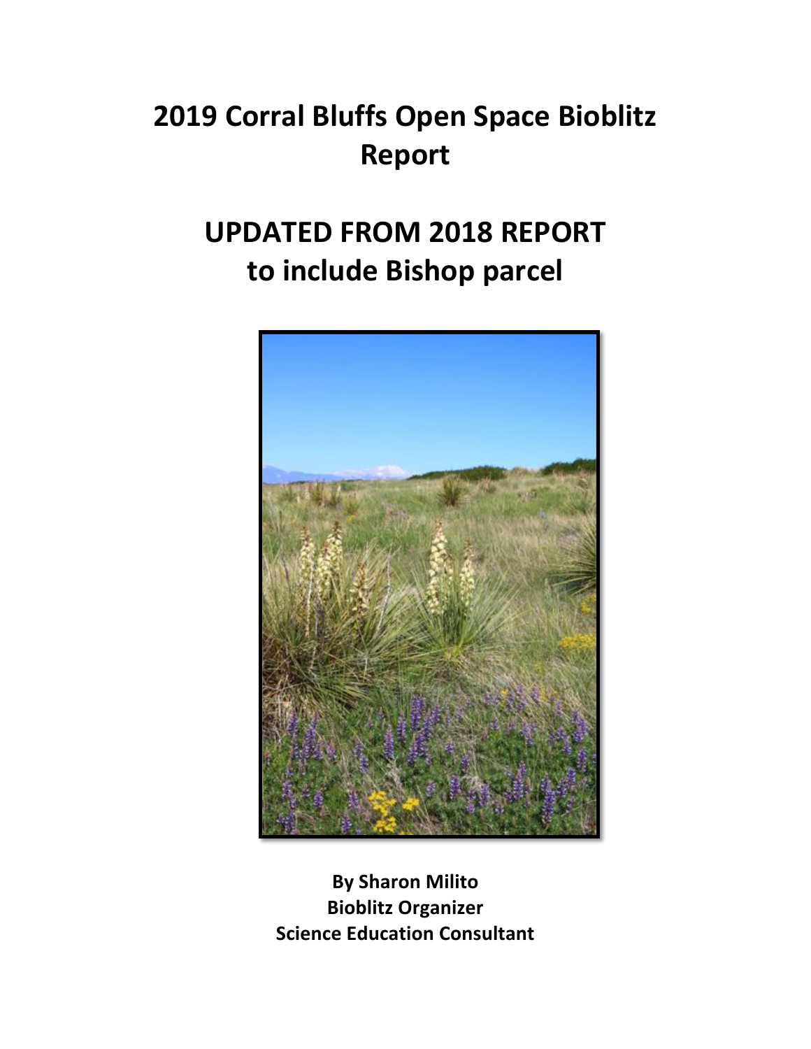# 2019 Corral Bluffs Open Space Bioblitz Report

# UPDATED FROM 2018 REPORT to include Bishop parcel

**By Sharon Milito**
**Bioblitz Organizer**
**Science Education Consultant**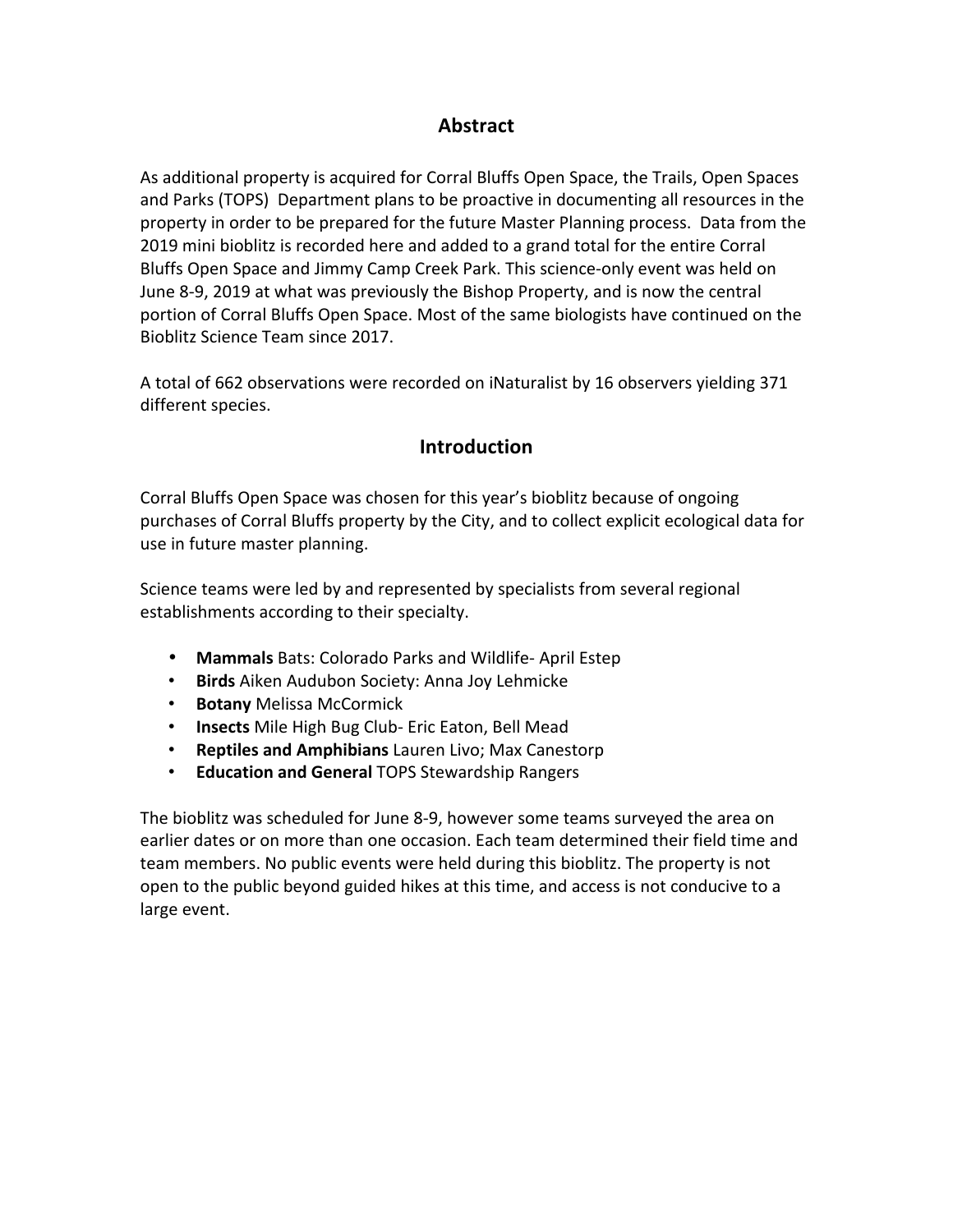## Abstract

As additional property is acquired for Corral Bluffs Open Space, the Trails, Open Spaces and Parks (TOPS) Department plans to be proactive in documenting all resources in the property in order to be prepared for the future Master Planning process. Data from the 2019 mini bioblitz is recorded here and added to a grand total for the entire Corral Bluffs Open Space and Jimmy Camp Creek Park. This science-only event was held on June 8-9, 2019 at what was previously the Bishop Property, and is now the central portion of Corral Bluffs Open Space. Most of the same biologists have continued on the Bioblitz Science Team since 2017.

A total of 662 observations were recorded on iNaturalist by 16 observers yielding 371 different species.

## Introduction

Corral Bluffs Open Space was chosen for this year's bioblitz because of ongoing purchases of Corral Bluffs property by the City, and to collect explicit ecological data for use in future master planning.

Science teams were led by and represented by specialists from several regional establishments according to their specialty.

- **Mammals** Bats: Colorado Parks and Wildlife- April Estep
- **Birds** Aiken Audubon Society: Anna Joy Lehmicke
- **Botany** Melissa McCormick
- **Insects** Mile High Bug Club- Eric Eaton, Bell Mead
- **Reptiles and Amphibians** Lauren Livo; Max Canestorp
- **Education and General** TOPS Stewardship Rangers

The bioblitz was scheduled for June 8-9, however some teams surveyed the area on earlier dates or on more than one occasion. Each team determined their field time and team members. No public events were held during this bioblitz. The property is not open to the public beyond guided hikes at this time, and access is not conducive to a large event.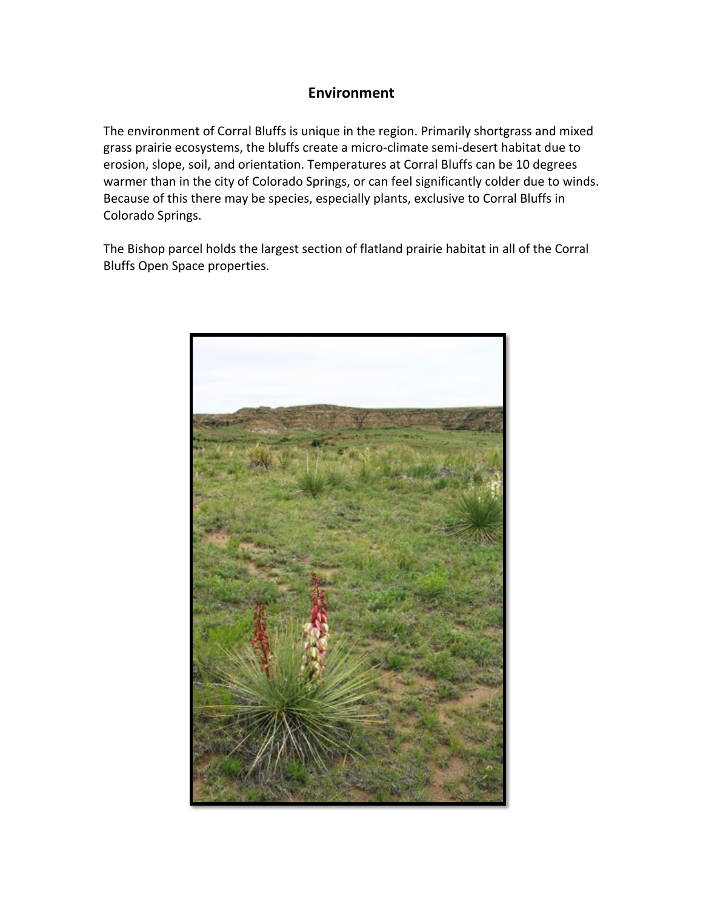# Environment

The environment of Corral Bluffs is unique in the region. Primarily shortgrass and mixed grass prairie ecosystems, the bluffs create a micro-climate semi-desert habitat due to erosion, slope, soil, and orientation. Temperatures at Corral Bluffs can be 10 degrees warmer than in the city of Colorado Springs, or can feel significantly colder due to winds. Because of this there may be species, especially plants, exclusive to Corral Bluffs in Colorado Springs.

The Bishop parcel holds the largest section of flatland prairie habitat in all of the Corral Bluffs Open Space properties.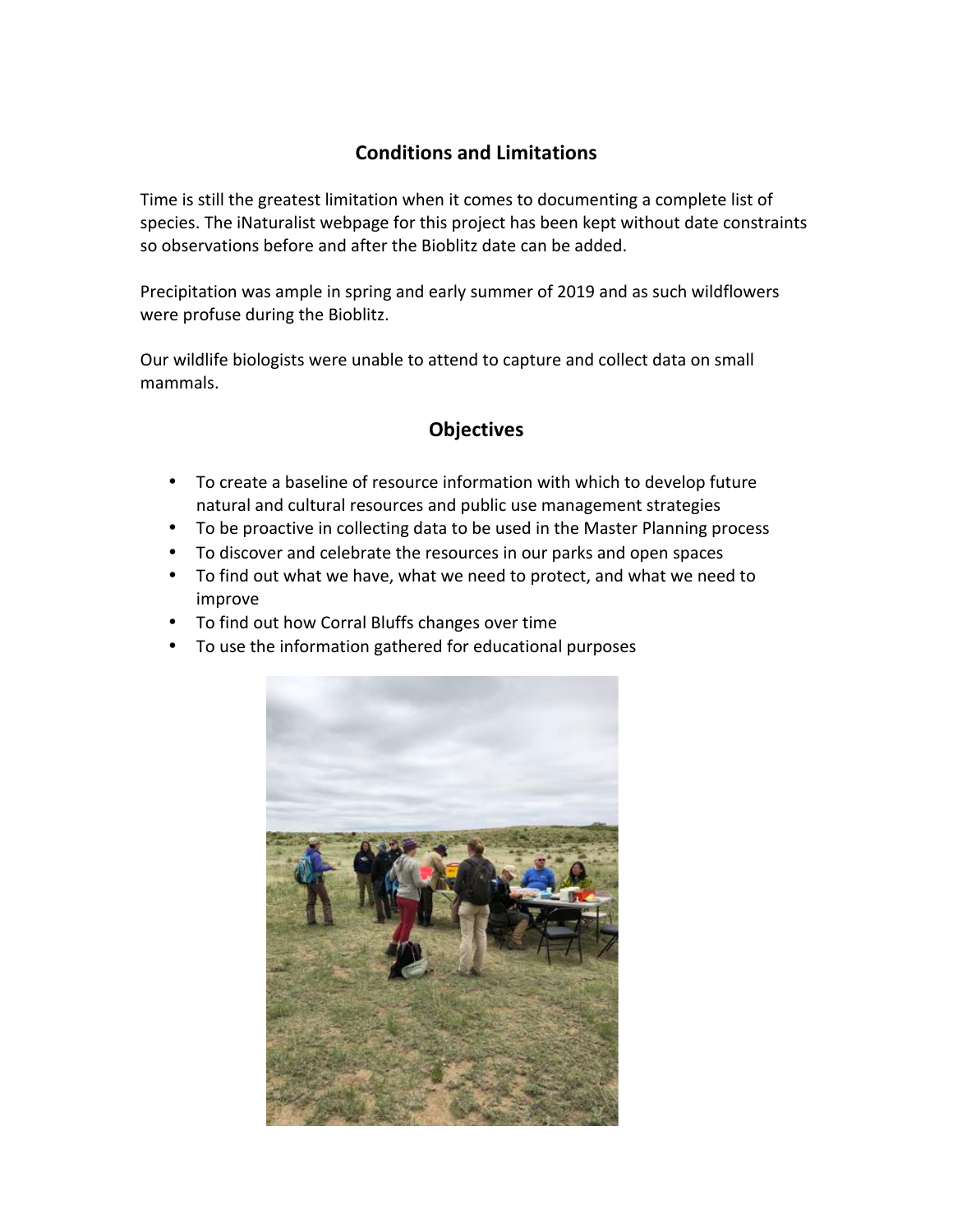## Conditions and Limitations

Time is still the greatest limitation when it comes to documenting a complete list of species. The iNaturalist webpage for this project has been kept without date constraints so observations before and after the Bioblitz date can be added.

Precipitation was ample in spring and early summer of 2019 and as such wildflowers were profuse during the Bioblitz.

Our wildlife biologists were unable to attend to capture and collect data on small mammals.

## Objectives

- To create a baseline of resource information with which to develop future natural and cultural resources and public use management strategies
- To be proactive in collecting data to be used in the Master Planning process
- To discover and celebrate the resources in our parks and open spaces
- To find out what we have, what we need to protect, and what we need to improve
- To find out how Corral Bluffs changes over time
- To use the information gathered for educational purposes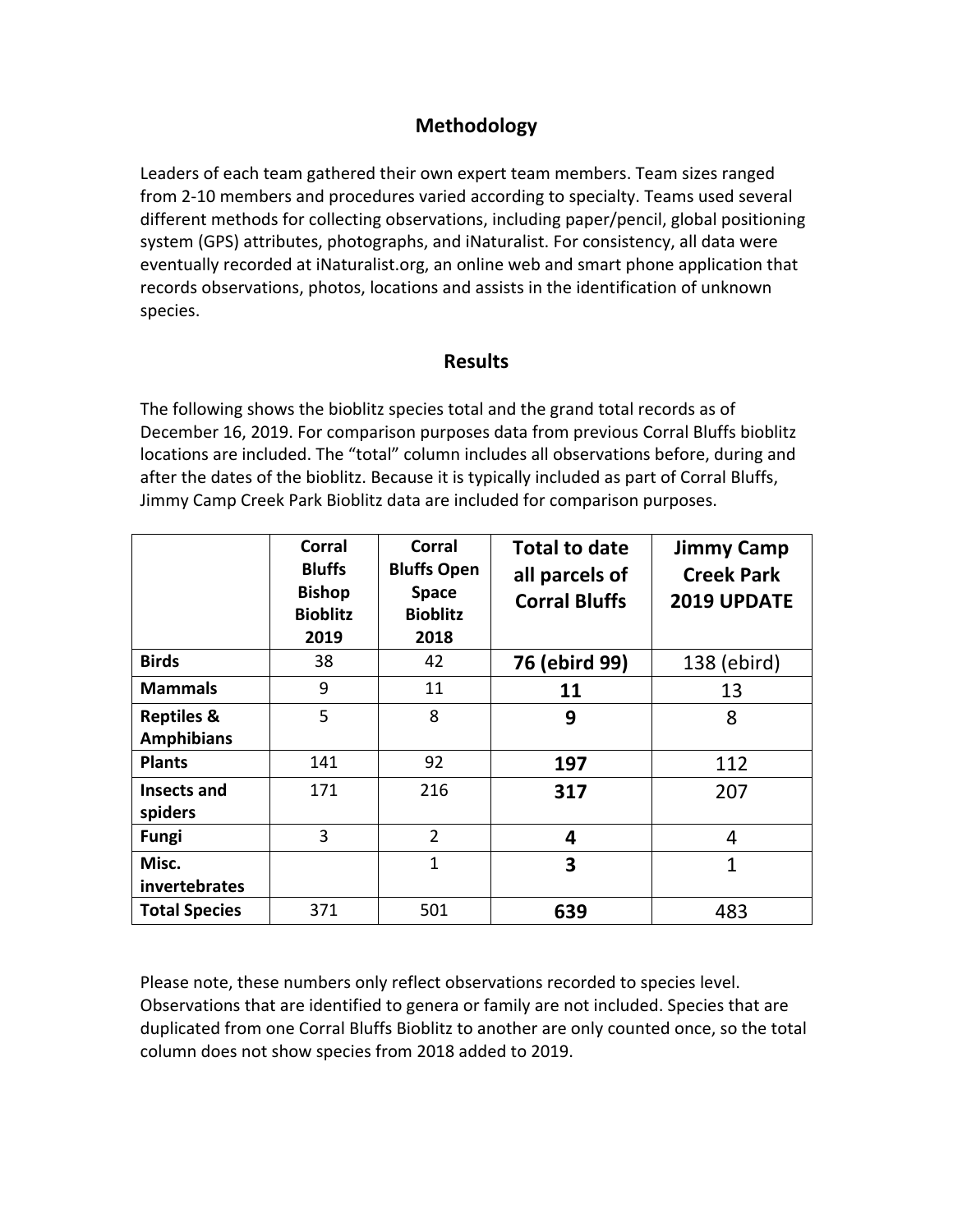## Methodology

Leaders of each team gathered their own expert team members. Team sizes ranged from 2-10 members and procedures varied according to specialty. Teams used several different methods for collecting observations, including paper/pencil, global positioning system (GPS) attributes, photographs, and iNaturalist. For consistency, all data were eventually recorded at iNaturalist.org, an online web and smart phone application that records observations, photos, locations and assists in the identification of unknown species.

## Results

The following shows the bioblitz species total and the grand total records as of December 16, 2019. For comparison purposes data from previous Corral Bluffs bioblitz locations are included. The "total" column includes all observations before, during and after the dates of the bioblitz. Because it is typically included as part of Corral Bluffs, Jimmy Camp Creek Park Bioblitz data are included for comparison purposes.

| | **Corral Bluffs Bishop Bioblitz 2019** | **Corral Bluffs Open Space Bioblitz 2018** | **Total to date all parcels of Corral Bluffs** | **Jimmy Camp Creek Park 2019 UPDATE** |
|---|---|---|---|---|
| **Birds** | 38 | 42 | **76 (ebird 99)** | 138 (ebird) |
| **Mammals** | 9 | 11 | **11** | 13 |
| **Reptiles & Amphibians** | 5 | 8 | **9** | 8 |
| **Plants** | 141 | 92 | **197** | 112 |
| **Insects and spiders** | 171 | 216 | **317** | 207 |
| **Fungi** | 3 | 2 | **4** | 4 |
| **Misc. invertebrates** | | 1 | **3** | 1 |
| **Total Species** | 371 | 501 | **639** | 483 |

Please note, these numbers only reflect observations recorded to species level. Observations that are identified to genera or family are not included. Species that are duplicated from one Corral Bluffs Bioblitz to another are only counted once, so the total column does not show species from 2018 added to 2019.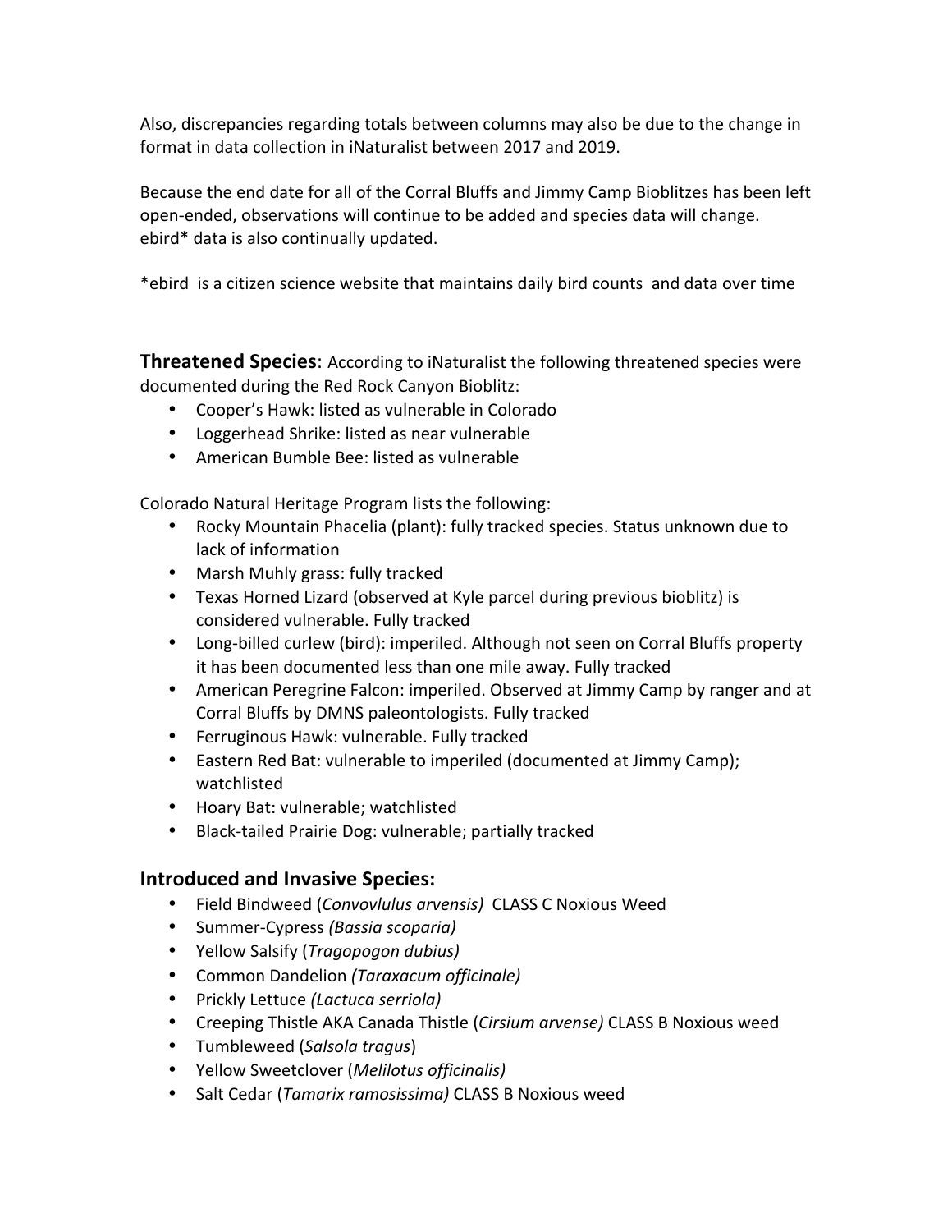Also, discrepancies regarding totals between columns may also be due to the change in format in data collection in iNaturalist between 2017 and 2019.

Because the end date for all of the Corral Bluffs and Jimmy Camp Bioblitzes has been left open-ended, observations will continue to be added and species data will change. ebird* data is also continually updated.

*ebird is a citizen science website that maintains daily bird counts and data over time

**Threatened Species**: According to iNaturalist the following threatened species were documented during the Red Rock Canyon Bioblitz:

- Cooper's Hawk: listed as vulnerable in Colorado
- Loggerhead Shrike: listed as near vulnerable
- American Bumble Bee: listed as vulnerable

Colorado Natural Heritage Program lists the following:

- Rocky Mountain Phacelia (plant): fully tracked species. Status unknown due to lack of information
- Marsh Muhly grass: fully tracked
- Texas Horned Lizard (observed at Kyle parcel during previous bioblitz) is considered vulnerable. Fully tracked
- Long-billed curlew (bird): imperiled. Although not seen on Corral Bluffs property it has been documented less than one mile away. Fully tracked
- American Peregrine Falcon: imperiled. Observed at Jimmy Camp by ranger and at Corral Bluffs by DMNS paleontologists. Fully tracked
- Ferruginous Hawk: vulnerable. Fully tracked
- Eastern Red Bat: vulnerable to imperiled (documented at Jimmy Camp); watchlisted
- Hoary Bat: vulnerable; watchlisted
- Black-tailed Prairie Dog: vulnerable; partially tracked

## Introduced and Invasive Species:

- Field Bindweed (*Convovlulus arvensis)* CLASS C Noxious Weed
- Summer-Cypress *(Bassia scoparia)*
- Yellow Salsify (*Tragopogon dubius)*
- Common Dandelion *(Taraxacum officinale)*
- Prickly Lettuce *(Lactuca serriola)*
- Creeping Thistle AKA Canada Thistle (*Cirsium arvense)* CLASS B Noxious weed
- Tumbleweed (*Salsola tragus*)
- Yellow Sweetclover (*Melilotus officinalis)*
- Salt Cedar (*Tamarix ramosissima)* CLASS B Noxious weed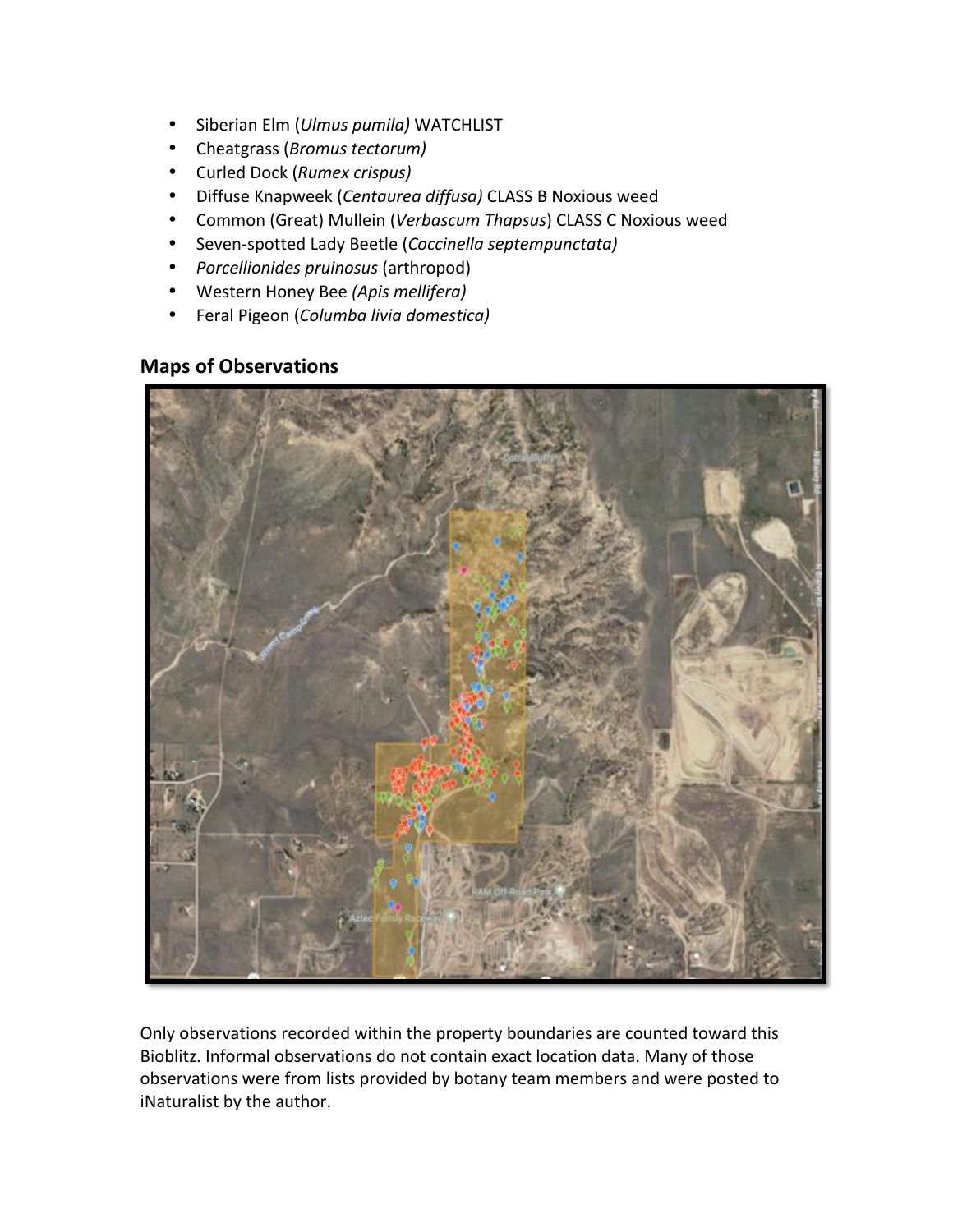- Siberian Elm (*Ulmus pumila)* WATCHLIST
- Cheatgrass (*Bromus tectorum)*
- Curled Dock (*Rumex crispus)*
- Diffuse Knapweek (*Centaurea diffusa)* CLASS B Noxious weed
- Common (Great) Mullein (*Verbascum Thapsus*) CLASS C Noxious weed
- Seven-spotted Lady Beetle (*Coccinella septempunctata)*
- *Porcellionides pruinosus* (arthropod)
- Western Honey Bee *(Apis mellifera)*
- Feral Pigeon (*Columba livia domestica)*

## Maps of Observations

Only observations recorded within the property boundaries are counted toward this Bioblitz. Informal observations do not contain exact location data. Many of those observations were from lists provided by botany team members and were posted to iNaturalist by the author.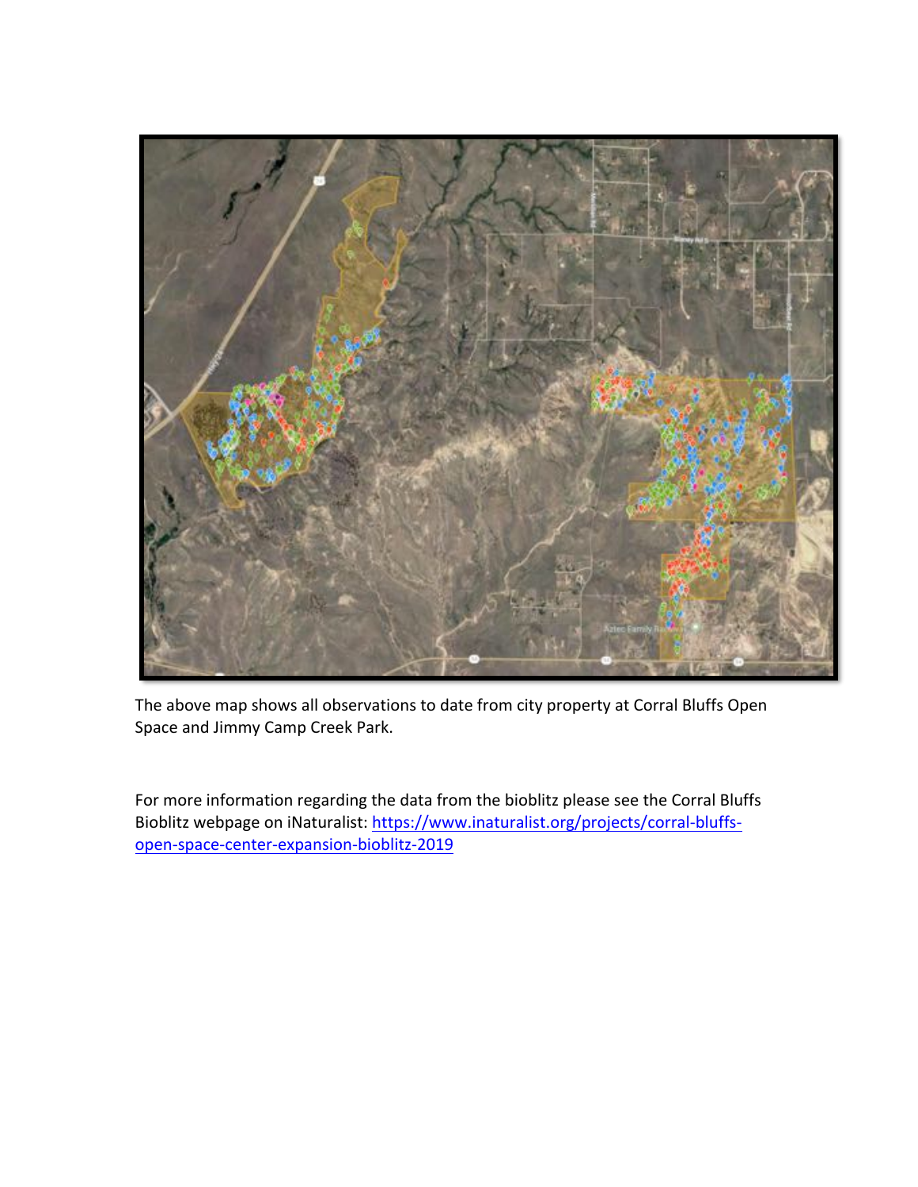The above map shows all observations to date from city property at Corral Bluffs Open Space and Jimmy Camp Creek Park.

For more information regarding the data from the bioblitz please see the Corral Bluffs Bioblitz webpage on iNaturalist: [https://www.inaturalist.org/projects/corral-bluffs-open-space-center-expansion-bioblitz-2019](https://www.inaturalist.org/projects/corral-bluffs-open-space-center-expansion-bioblitz-2019)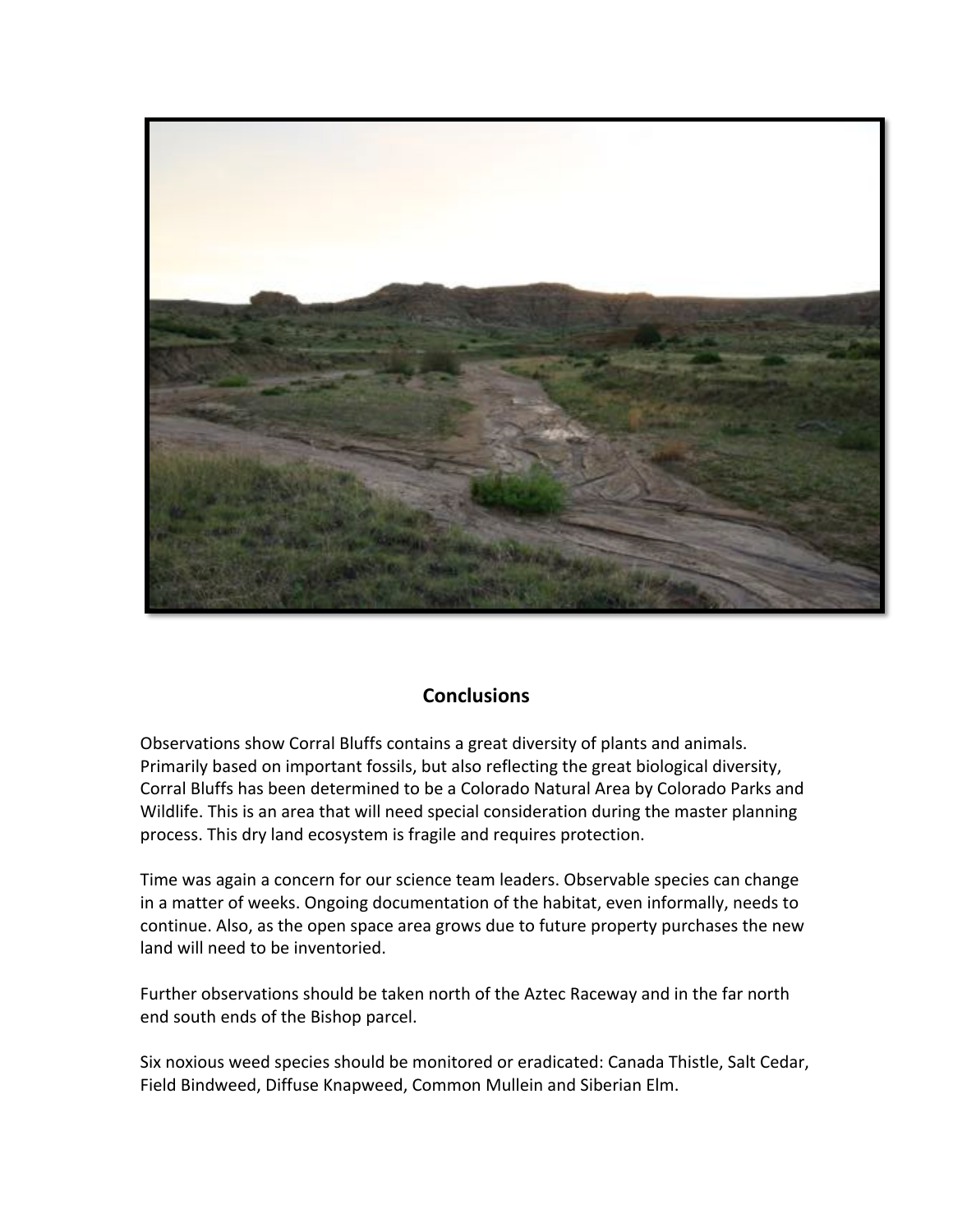## Conclusions

Observations show Corral Bluffs contains a great diversity of plants and animals. Primarily based on important fossils, but also reflecting the great biological diversity, Corral Bluffs has been determined to be a Colorado Natural Area by Colorado Parks and Wildlife. This is an area that will need special consideration during the master planning process. This dry land ecosystem is fragile and requires protection.

Time was again a concern for our science team leaders. Observable species can change in a matter of weeks. Ongoing documentation of the habitat, even informally, needs to continue. Also, as the open space area grows due to future property purchases the new land will need to be inventoried.

Further observations should be taken north of the Aztec Raceway and in the far north end south ends of the Bishop parcel.

Six noxious weed species should be monitored or eradicated: Canada Thistle, Salt Cedar, Field Bindweed, Diffuse Knapweed, Common Mullein and Siberian Elm.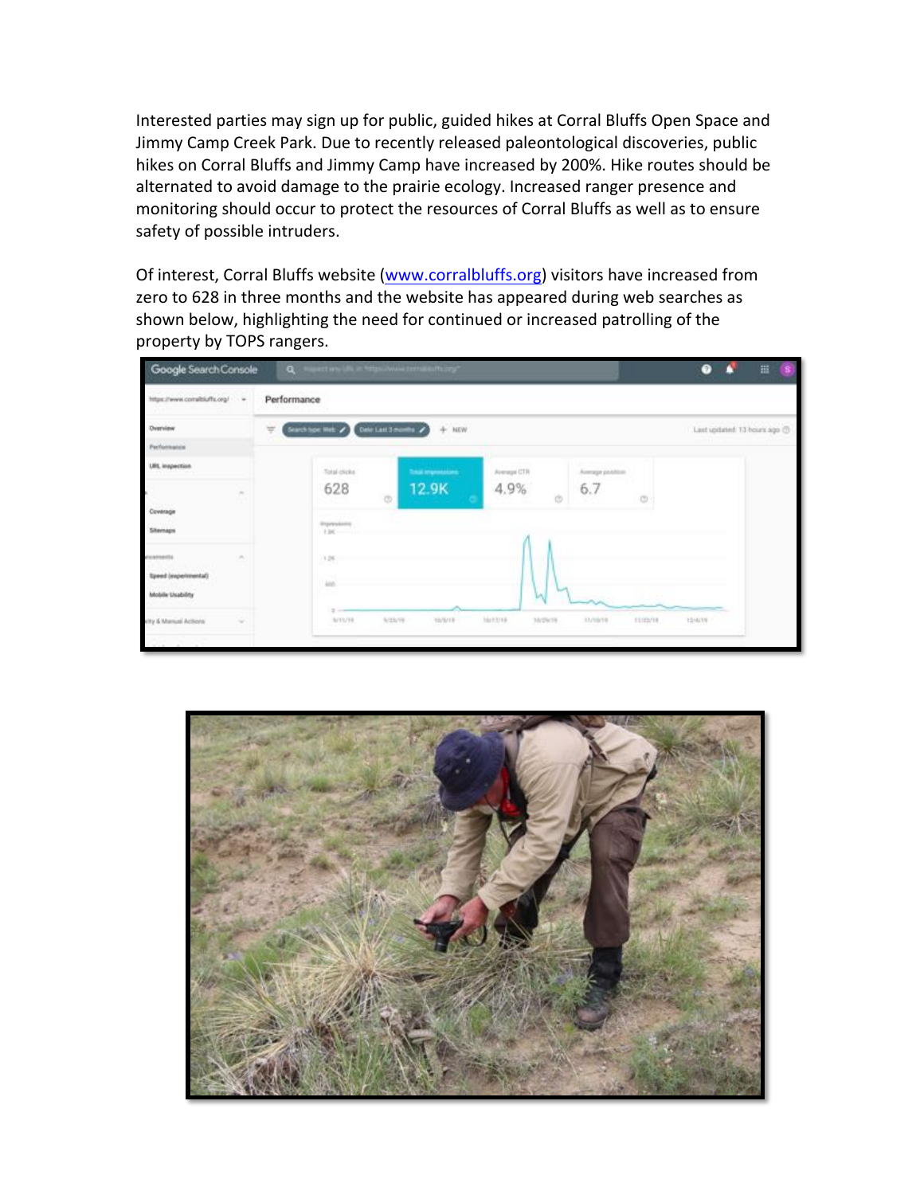Interested parties may sign up for public, guided hikes at Corral Bluffs Open Space and Jimmy Camp Creek Park. Due to recently released paleontological discoveries, public hikes on Corral Bluffs and Jimmy Camp have increased by 200%. Hike routes should be alternated to avoid damage to the prairie ecology. Increased ranger presence and monitoring should occur to protect the resources of Corral Bluffs as well as to ensure safety of possible intruders.

Of interest, Corral Bluffs website ([www.corralbluffs.org](http://www.corralbluffs.org)) visitors have increased from zero to 628 in three months and the website has appeared during web searches as shown below, highlighting the need for continued or increased patrolling of the property by TOPS rangers.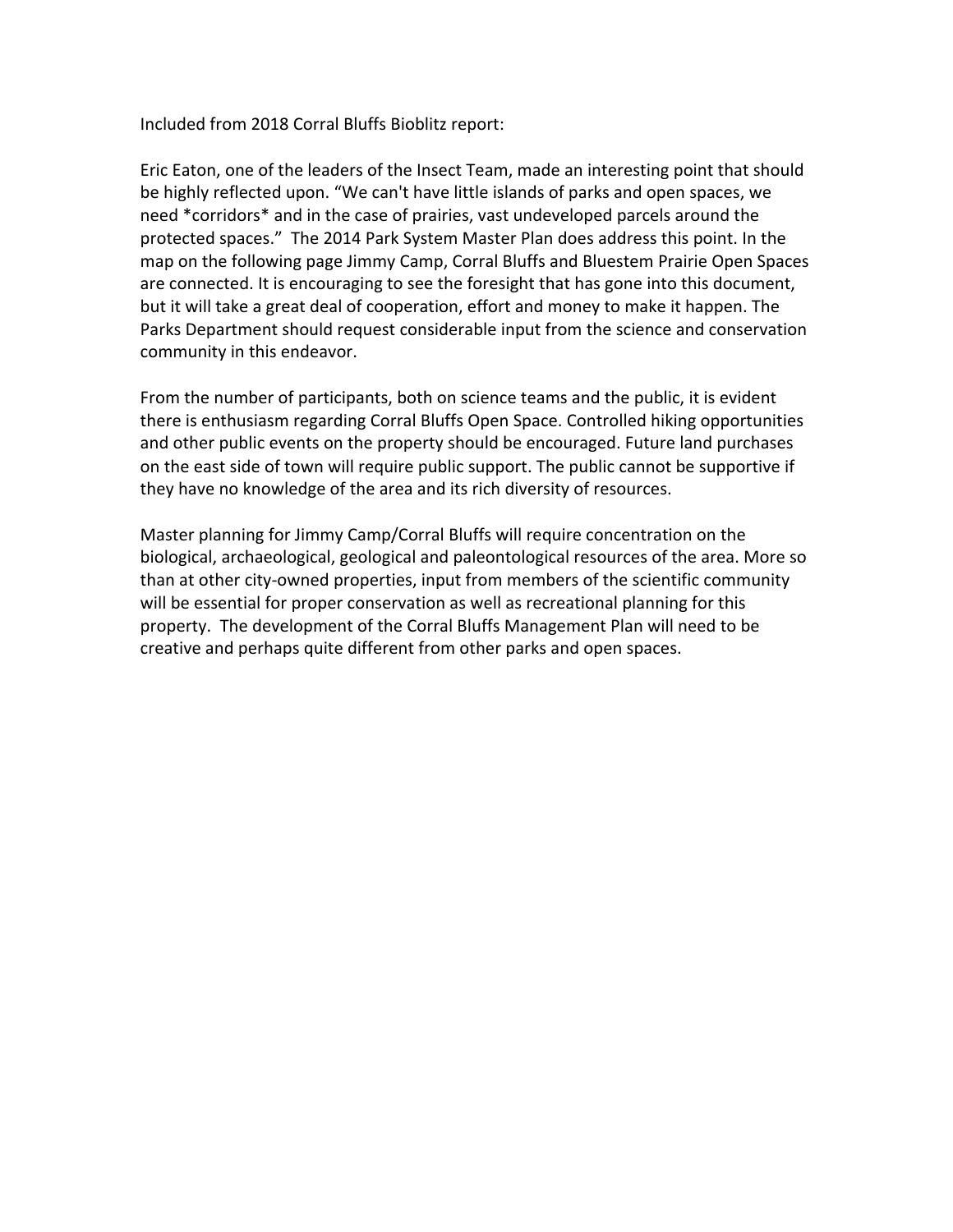Included from 2018 Corral Bluffs Bioblitz report:

Eric Eaton, one of the leaders of the Insect Team, made an interesting point that should be highly reflected upon. "We can't have little islands of parks and open spaces, we need *corridors* and in the case of prairies, vast undeveloped parcels around the protected spaces." The 2014 Park System Master Plan does address this point. In the map on the following page Jimmy Camp, Corral Bluffs and Bluestem Prairie Open Spaces are connected. It is encouraging to see the foresight that has gone into this document, but it will take a great deal of cooperation, effort and money to make it happen. The Parks Department should request considerable input from the science and conservation community in this endeavor.

From the number of participants, both on science teams and the public, it is evident there is enthusiasm regarding Corral Bluffs Open Space. Controlled hiking opportunities and other public events on the property should be encouraged. Future land purchases on the east side of town will require public support. The public cannot be supportive if they have no knowledge of the area and its rich diversity of resources.

Master planning for Jimmy Camp/Corral Bluffs will require concentration on the biological, archaeological, geological and paleontological resources of the area. More so than at other city-owned properties, input from members of the scientific community will be essential for proper conservation as well as recreational planning for this property. The development of the Corral Bluffs Management Plan will need to be creative and perhaps quite different from other parks and open spaces.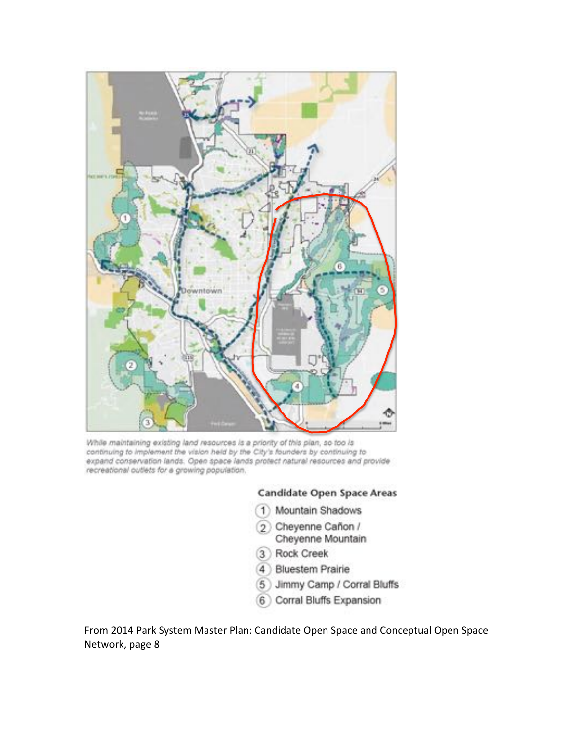*While maintaining existing land resources is a priority of this plan, so too is continuing to implement the vision held by the City's founders by continuing to expand conservation lands. Open space lands protect natural resources and provide recreational outlets for a growing population.*

**Candidate Open Space Areas**

1. Mountain Shadows
2. Cheyenne Cañon / Cheyenne Mountain
3. Rock Creek
4. Bluestem Prairie
5. Jimmy Camp / Corral Bluffs
6. Corral Bluffs Expansion

From 2014 Park System Master Plan: Candidate Open Space and Conceptual Open Space Network, page 8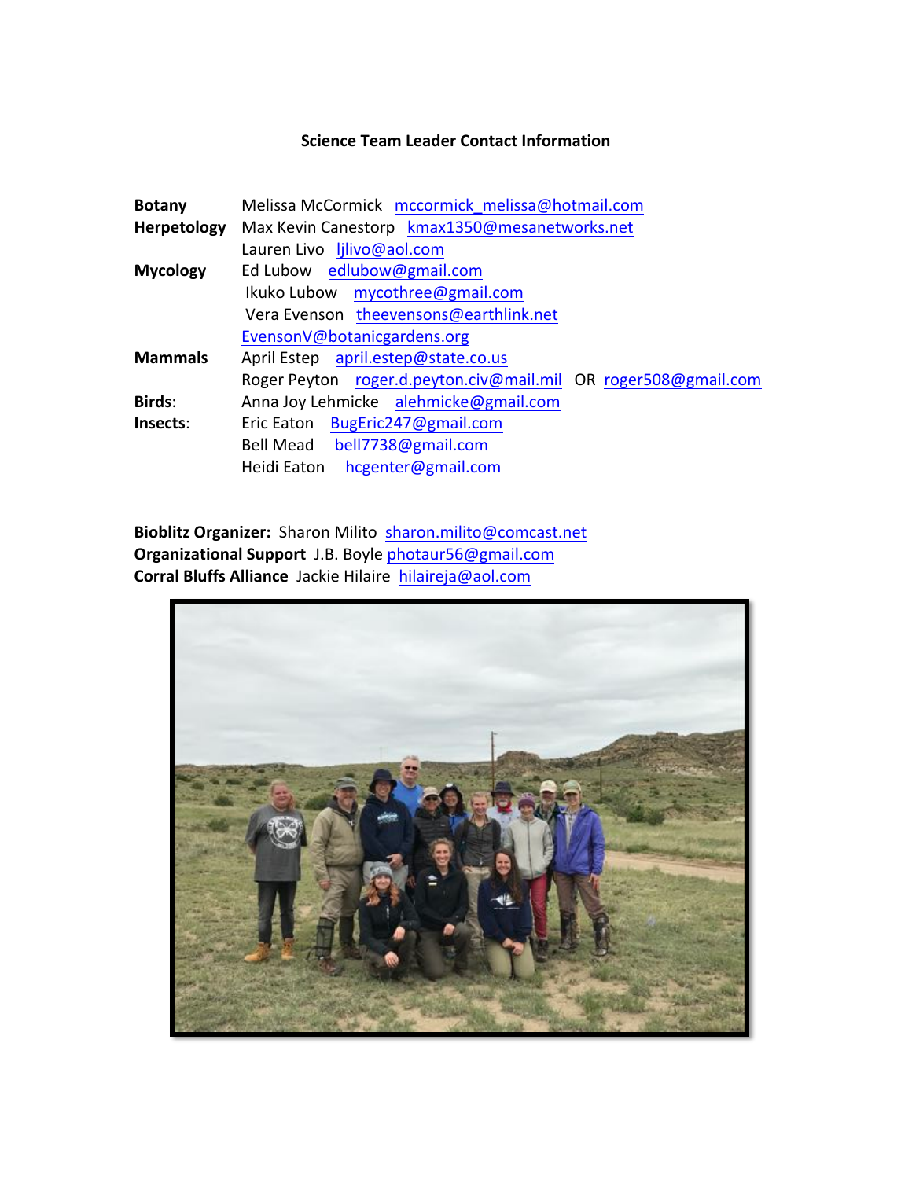**Science Team Leader Contact Information**

| | |
|---|---|
| **Botany** | Melissa McCormick mccormick_melissa@hotmail.com |
| **Herpetology** | Max Kevin Canestorp kmax1350@mesanetworks.net |
| | Lauren Livo ljlivo@aol.com |
| **Mycology** | Ed Lubow edlubow@gmail.com |
| | Ikuko Lubow mycothree@gmail.com |
| | Vera Evenson theevensons@earthlink.net |
| | EvensonV@botanicgardens.org |
| **Mammals** | April Estep april.estep@state.co.us |
| | Roger Peyton roger.d.peyton.civ@mail.mil OR roger508@gmail.com |
| **Birds**: | Anna Joy Lehmicke alehmicke@gmail.com |
| **Insects**: | Eric Eaton BugEric247@gmail.com |
| | Bell Mead bell7738@gmail.com |
| | Heidi Eaton hcgenter@gmail.com |

**Bioblitz Organizer:** Sharon Milito sharon.milito@comcast.net

**Organizational Support** J.B. Boyle photaur56@gmail.com

**Corral Bluffs Alliance** Jackie Hilaire hilaireja@aol.com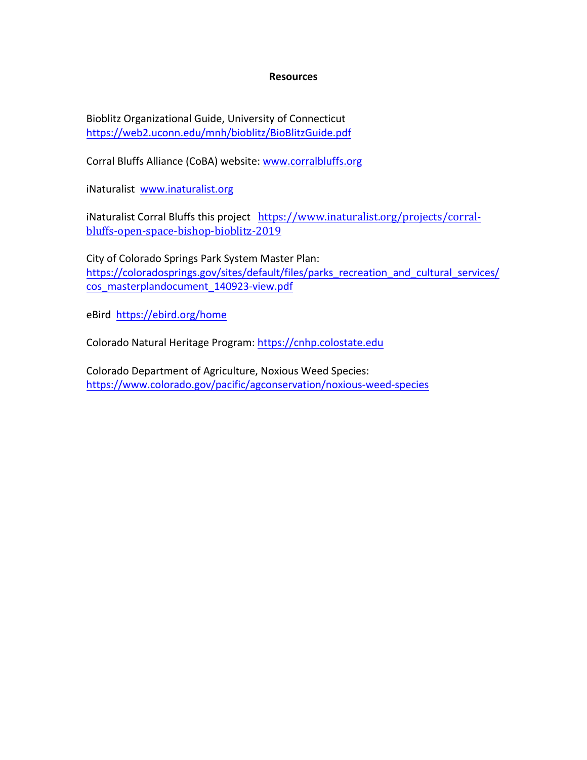**Resources**

Bioblitz Organizational Guide, University of Connecticut
https://web2.uconn.edu/mnh/bioblitz/BioBlitzGuide.pdf

Corral Bluffs Alliance (CoBA) website: www.corralbluffs.org

iNaturalist www.inaturalist.org

iNaturalist Corral Bluffs this project https://www.inaturalist.org/projects/corral-bluffs-open-space-bishop-bioblitz-2019

City of Colorado Springs Park System Master Plan:
https://coloradosprings.gov/sites/default/files/parks_recreation_and_cultural_services/cos_masterplandocument_140923-view.pdf

eBird https://ebird.org/home

Colorado Natural Heritage Program: https://cnhp.colostate.edu

Colorado Department of Agriculture, Noxious Weed Species:
https://www.colorado.gov/pacific/agconservation/noxious-weed-species